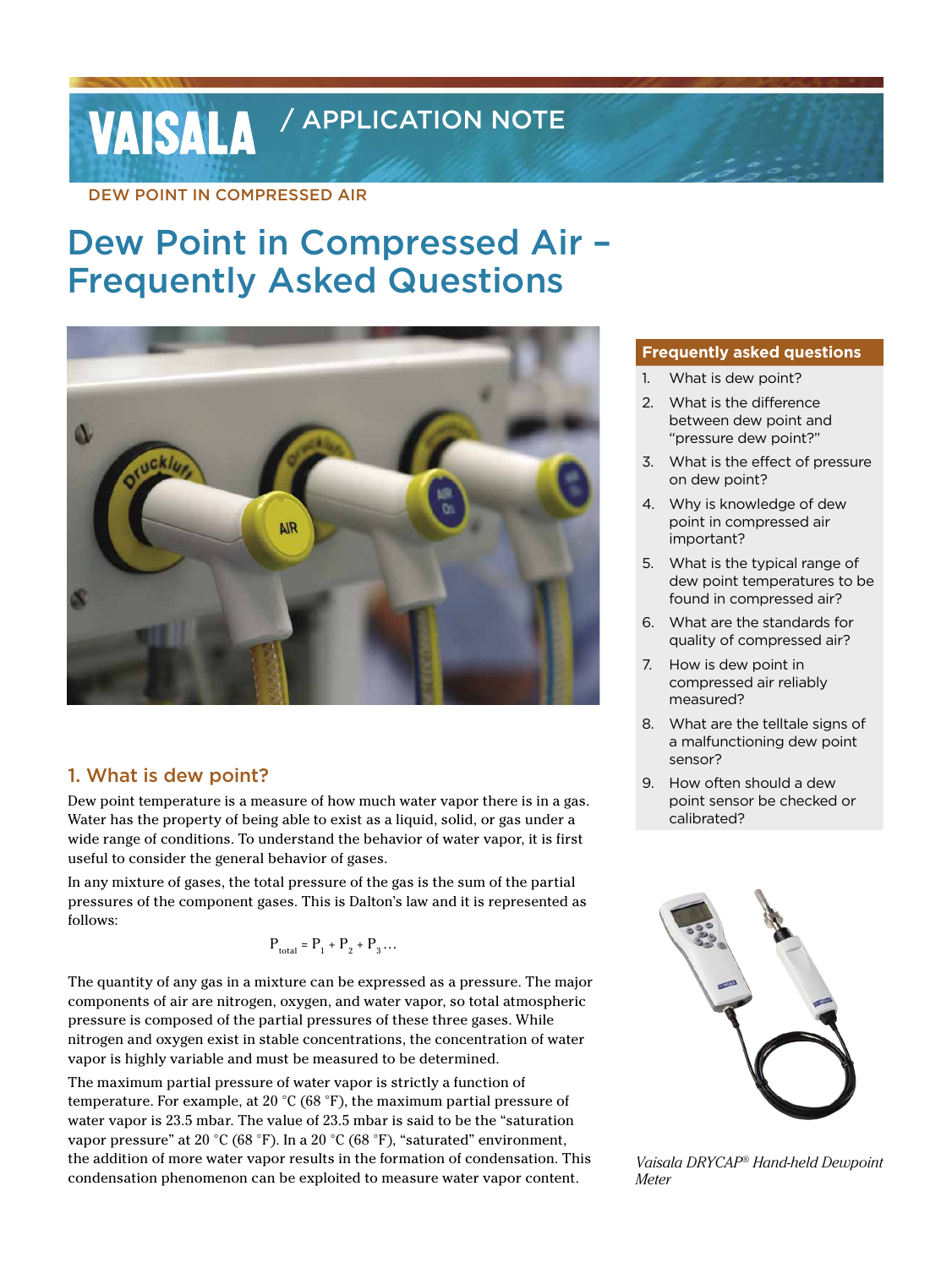VAISALA / APPLICATION NOTE

DEW POINT IN COMPRESSED AIR

# Dew Point in Compressed Air – Frequently Asked Questions

**Frequently asked questions**

1. What is dew point?
2. What is the difference between dew point and "pressure dew point?"
3. What is the effect of pressure on dew point?
4. Why is knowledge of dew point in compressed air important?
5. What is the typical range of dew point temperatures to be found in compressed air?
6. What are the standards for quality of compressed air?
7. How is dew point in compressed air reliably measured?
8. What are the telltale signs of a malfunctioning dew point sensor?
9. How often should a dew point sensor be checked or calibrated?

*Vaisala DRYCAP® Hand-held Dewpoint Meter*

## 1. What is dew point?

Dew point temperature is a measure of how much water vapor there is in a gas. Water has the property of being able to exist as a liquid, solid, or gas under a wide range of conditions. To understand the behavior of water vapor, it is first useful to consider the general behavior of gases.

In any mixture of gases, the total pressure of the gas is the sum of the partial pressures of the component gases. This is Dalton's law and it is represented as follows:

$$P_{total} = P_1 + P_2 + P_3 \ldots$$

The quantity of any gas in a mixture can be expressed as a pressure. The major components of air are nitrogen, oxygen, and water vapor, so total atmospheric pressure is composed of the partial pressures of these three gases. While nitrogen and oxygen exist in stable concentrations, the concentration of water vapor is highly variable and must be measured to be determined.

The maximum partial pressure of water vapor is strictly a function of temperature. For example, at 20 °C (68 °F), the maximum partial pressure of water vapor is 23.5 mbar. The value of 23.5 mbar is said to be the "saturation vapor pressure" at 20 °C (68 °F). In a 20 °C (68 °F), "saturated" environment, the addition of more water vapor results in the formation of condensation. This condensation phenomenon can be exploited to measure water vapor content.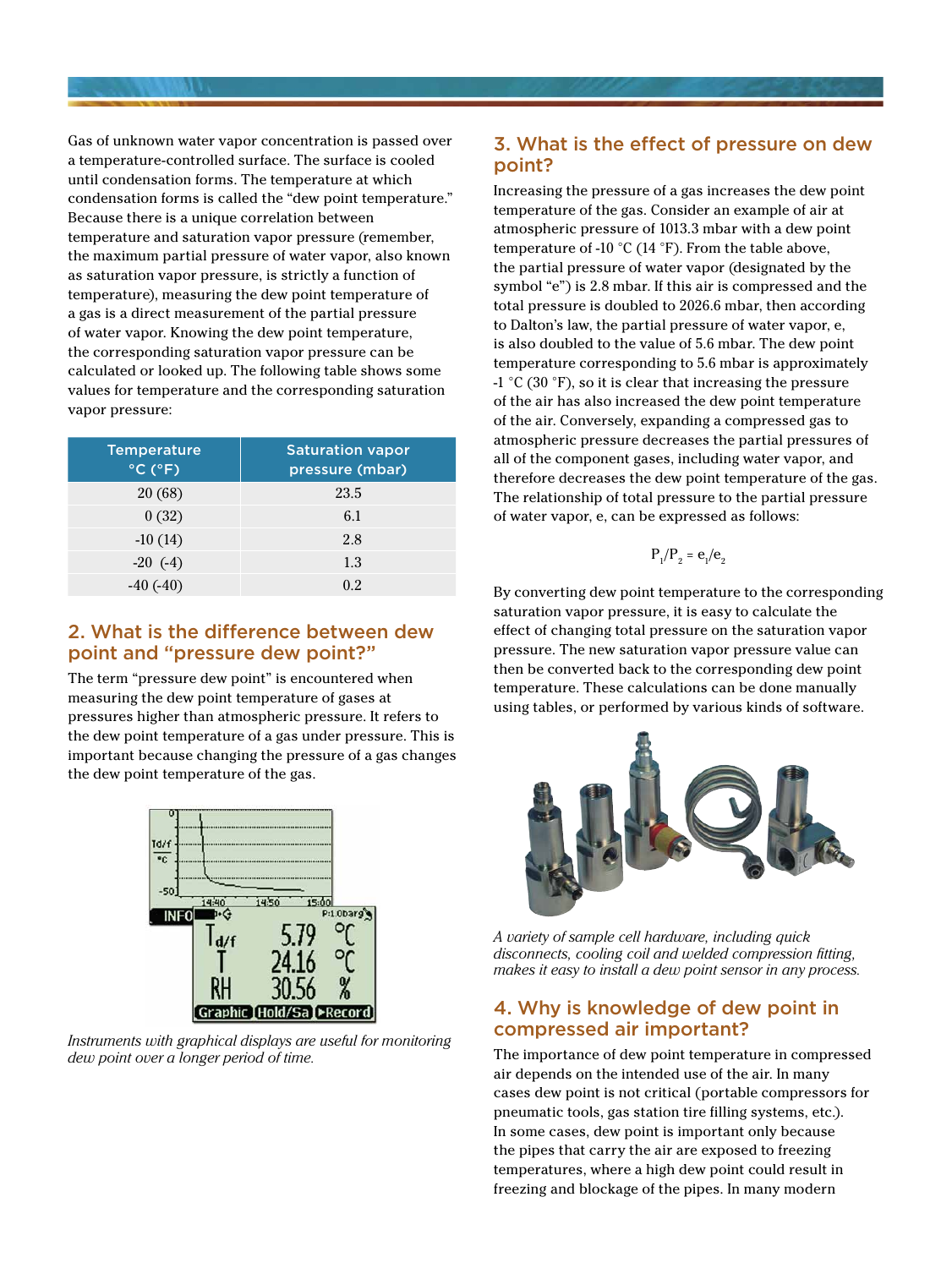Gas of unknown water vapor concentration is passed over a temperature-controlled surface. The surface is cooled until condensation forms. The temperature at which condensation forms is called the "dew point temperature." Because there is a unique correlation between temperature and saturation vapor pressure (remember, the maximum partial pressure of water vapor, also known as saturation vapor pressure, is strictly a function of temperature), measuring the dew point temperature of a gas is a direct measurement of the partial pressure of water vapor. Knowing the dew point temperature, the corresponding saturation vapor pressure can be calculated or looked up. The following table shows some values for temperature and the corresponding saturation vapor pressure:

| Temperature °C (°F) | Saturation vapor pressure (mbar) |
|---|---|
| 20 (68) | 23.5 |
| 0 (32) | 6.1 |
| -10 (14) | 2.8 |
| -20 (-4) | 1.3 |
| -40 (-40) | 0.2 |

## 2. What is the difference between dew point and "pressure dew point?"

The term "pressure dew point" is encountered when measuring the dew point temperature of gases at pressures higher than atmospheric pressure. It refers to the dew point temperature of a gas under pressure. This is important because changing the pressure of a gas changes the dew point temperature of the gas.

*Instruments with graphical displays are useful for monitoring dew point over a longer period of time.*

## 3. What is the effect of pressure on dew point?

Increasing the pressure of a gas increases the dew point temperature of the gas. Consider an example of air at atmospheric pressure of 1013.3 mbar with a dew point temperature of -10 °C (14 °F). From the table above, the partial pressure of water vapor (designated by the symbol "e") is 2.8 mbar. If this air is compressed and the total pressure is doubled to 2026.6 mbar, then according to Dalton's law, the partial pressure of water vapor, e, is also doubled to the value of 5.6 mbar. The dew point temperature corresponding to 5.6 mbar is approximately -1 °C (30 °F), so it is clear that increasing the pressure of the air has also increased the dew point temperature of the air. Conversely, expanding a compressed gas to atmospheric pressure decreases the partial pressures of all of the component gases, including water vapor, and therefore decreases the dew point temperature of the gas. The relationship of total pressure to the partial pressure of water vapor, e, can be expressed as follows:

$$P_1/P_2 = e_1/e_2$$

By converting dew point temperature to the corresponding saturation vapor pressure, it is easy to calculate the effect of changing total pressure on the saturation vapor pressure. The new saturation vapor pressure value can then be converted back to the corresponding dew point temperature. These calculations can be done manually using tables, or performed by various kinds of software.

*A variety of sample cell hardware, including quick disconnects, cooling coil and welded compression fitting, makes it easy to install a dew point sensor in any process.*

## 4. Why is knowledge of dew point in compressed air important?

The importance of dew point temperature in compressed air depends on the intended use of the air. In many cases dew point is not critical (portable compressors for pneumatic tools, gas station tire filling systems, etc.). In some cases, dew point is important only because the pipes that carry the air are exposed to freezing temperatures, where a high dew point could result in freezing and blockage of the pipes. In many modern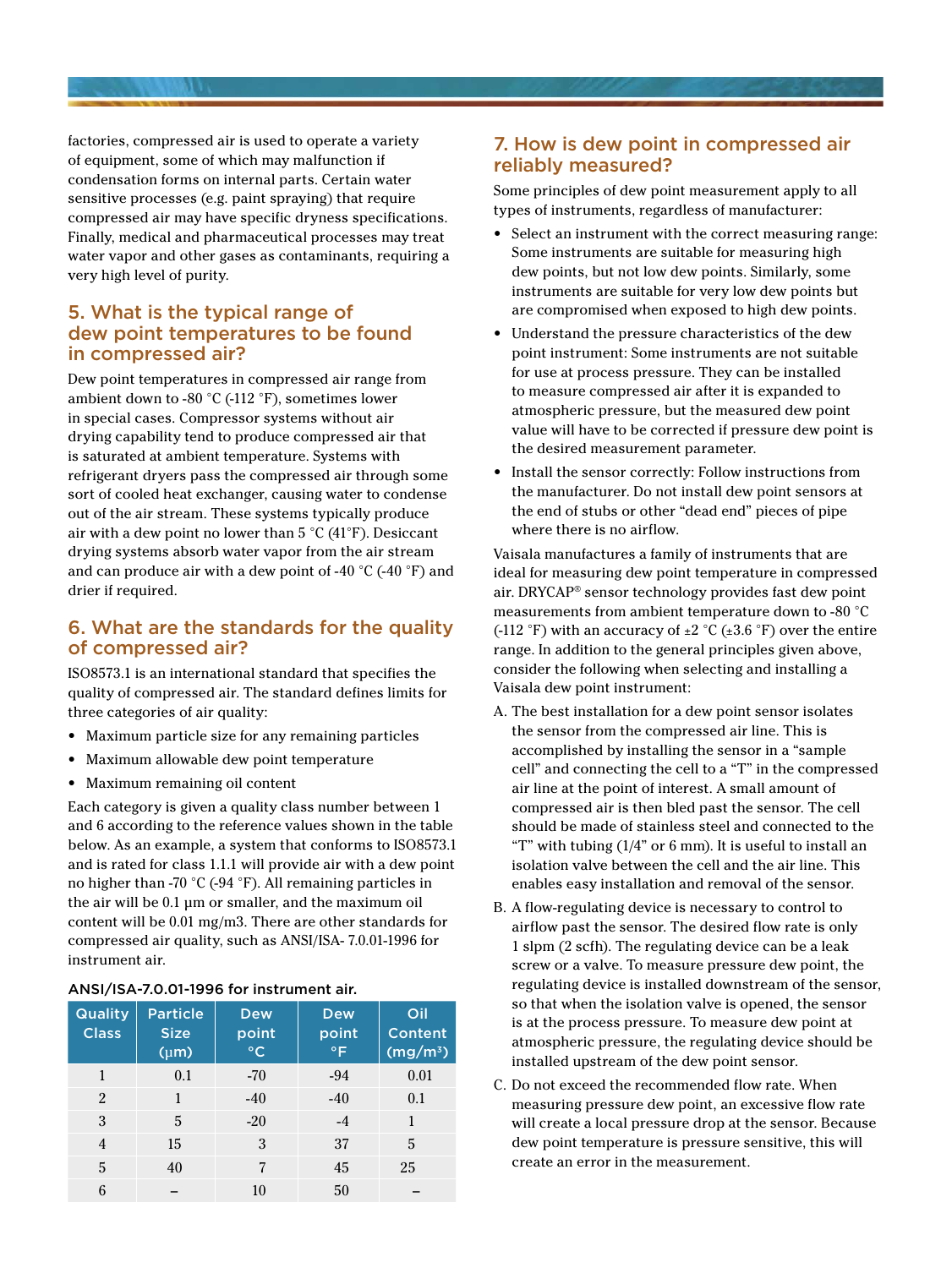factories, compressed air is used to operate a variety of equipment, some of which may malfunction if condensation forms on internal parts. Certain water sensitive processes (e.g. paint spraying) that require compressed air may have specific dryness specifications. Finally, medical and pharmaceutical processes may treat water vapor and other gases as contaminants, requiring a very high level of purity.

## 5. What is the typical range of dew point temperatures to be found in compressed air?

Dew point temperatures in compressed air range from ambient down to -80 °C (-112 °F), sometimes lower in special cases. Compressor systems without air drying capability tend to produce compressed air that is saturated at ambient temperature. Systems with refrigerant dryers pass the compressed air through some sort of cooled heat exchanger, causing water to condense out of the air stream. These systems typically produce air with a dew point no lower than 5 °C (41°F). Desiccant drying systems absorb water vapor from the air stream and can produce air with a dew point of -40 °C (-40 °F) and drier if required.

## 6. What are the standards for the quality of compressed air?

ISO8573.1 is an international standard that specifies the quality of compressed air. The standard defines limits for three categories of air quality:

- Maximum particle size for any remaining particles
- Maximum allowable dew point temperature
- Maximum remaining oil content

Each category is given a quality class number between 1 and 6 according to the reference values shown in the table below. As an example, a system that conforms to ISO8573.1 and is rated for class 1.1.1 will provide air with a dew point no higher than -70 °C (-94 °F). All remaining particles in the air will be 0.1 µm or smaller, and the maximum oil content will be 0.01 mg/m3. There are other standards for compressed air quality, such as ANSI/ISA- 7.0.01-1996 for instrument air.

ANSI/ISA-7.0.01-1996 for instrument air.

| Quality Class | Particle Size (µm) | Dew point °C | Dew point °F | Oil Content (mg/m³) |
|---|---|---|---|---|
| 1 | 0.1 | -70 | -94 | 0.01 |
| 2 | 1 | -40 | -40 | 0.1 |
| 3 | 5 | -20 | -4 | 1 |
| 4 | 15 | 3 | 37 | 5 |
| 5 | 40 | 7 | 45 | 25 |
| 6 | – | 10 | 50 | – |

## 7. How is dew point in compressed air reliably measured?

Some principles of dew point measurement apply to all types of instruments, regardless of manufacturer:

- Select an instrument with the correct measuring range: Some instruments are suitable for measuring high dew points, but not low dew points. Similarly, some instruments are suitable for very low dew points but are compromised when exposed to high dew points.
- Understand the pressure characteristics of the dew point instrument: Some instruments are not suitable for use at process pressure. They can be installed to measure compressed air after it is expanded to atmospheric pressure, but the measured dew point value will have to be corrected if pressure dew point is the desired measurement parameter.
- Install the sensor correctly: Follow instructions from the manufacturer. Do not install dew point sensors at the end of stubs or other "dead end" pieces of pipe where there is no airflow.

Vaisala manufactures a family of instruments that are ideal for measuring dew point temperature in compressed air. DRYCAP® sensor technology provides fast dew point measurements from ambient temperature down to -80 °C (-112 °F) with an accuracy of ±2 °C (±3.6 °F) over the entire range. In addition to the general principles given above, consider the following when selecting and installing a Vaisala dew point instrument:

A. The best installation for a dew point sensor isolates the sensor from the compressed air line. This is accomplished by installing the sensor in a "sample cell" and connecting the cell to a "T" in the compressed air line at the point of interest. A small amount of compressed air is then bled past the sensor. The cell should be made of stainless steel and connected to the "T" with tubing (1/4" or 6 mm). It is useful to install an isolation valve between the cell and the air line. This enables easy installation and removal of the sensor.

B. A flow-regulating device is necessary to control to airflow past the sensor. The desired flow rate is only 1 slpm (2 scfh). The regulating device can be a leak screw or a valve. To measure pressure dew point, the regulating device is installed downstream of the sensor, so that when the isolation valve is opened, the sensor is at the process pressure. To measure dew point at atmospheric pressure, the regulating device should be installed upstream of the dew point sensor.

C. Do not exceed the recommended flow rate. When measuring pressure dew point, an excessive flow rate will create a local pressure drop at the sensor. Because dew point temperature is pressure sensitive, this will create an error in the measurement.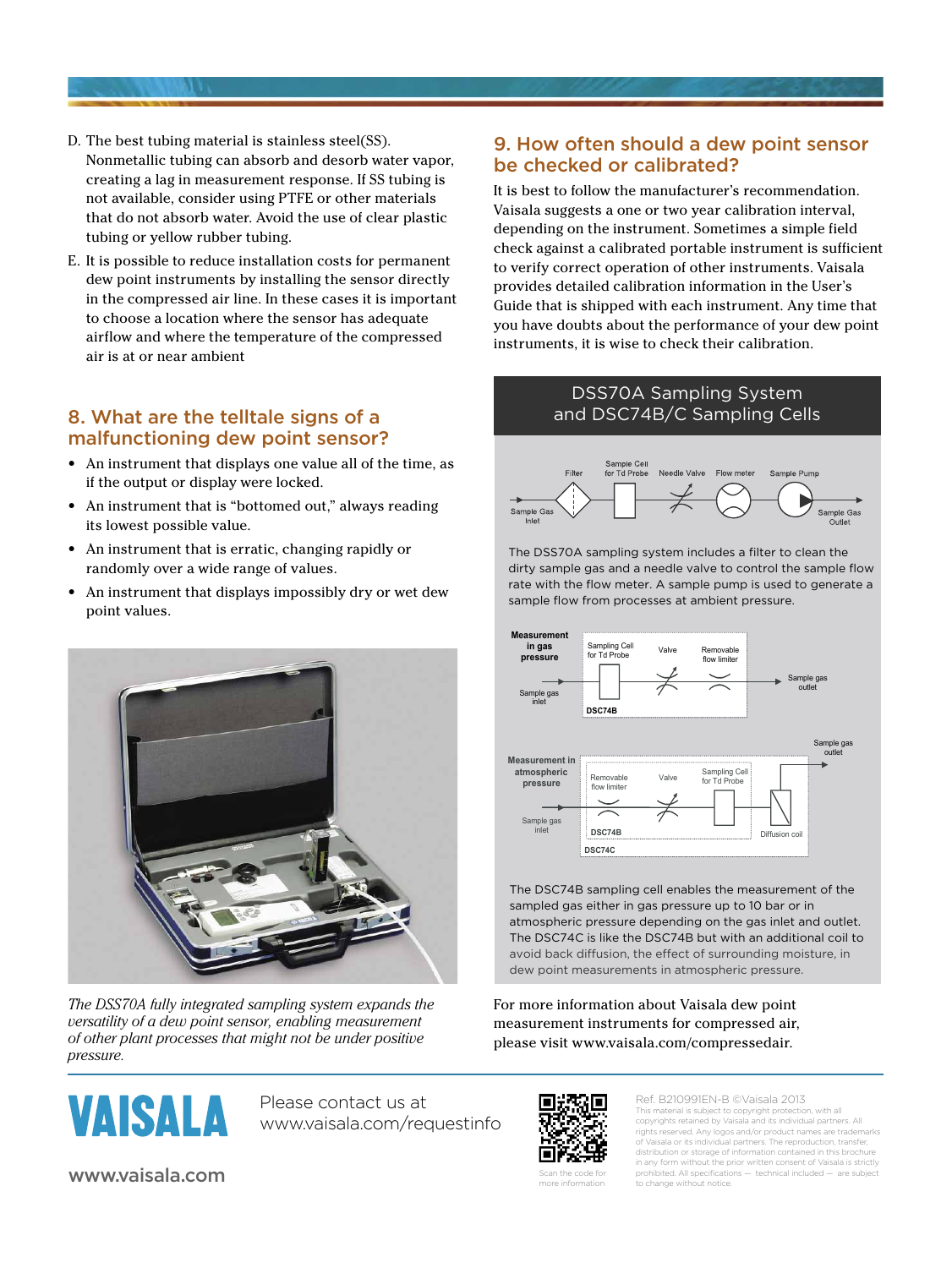D. The best tubing material is stainless steel(SS). Nonmetallic tubing can absorb and desorb water vapor, creating a lag in measurement response. If SS tubing is not available, consider using PTFE or other materials that do not absorb water. Avoid the use of clear plastic tubing or yellow rubber tubing.

E. It is possible to reduce installation costs for permanent dew point instruments by installing the sensor directly in the compressed air line. In these cases it is important to choose a location where the sensor has adequate airflow and where the temperature of the compressed air is at or near ambient

## 8. What are the telltale signs of a malfunctioning dew point sensor?

- An instrument that displays one value all of the time, as if the output or display were locked.
- An instrument that is "bottomed out," always reading its lowest possible value.
- An instrument that is erratic, changing rapidly or randomly over a wide range of values.
- An instrument that displays impossibly dry or wet dew point values.

*The DSS70A fully integrated sampling system expands the versatility of a dew point sensor, enabling measurement of other plant processes that might not be under positive pressure.*

## 9. How often should a dew point sensor be checked or calibrated?

It is best to follow the manufacturer's recommendation. Vaisala suggests a one or two year calibration interval, depending on the instrument. Sometimes a simple field check against a calibrated portable instrument is sufficient to verify correct operation of other instruments. Vaisala provides detailed calibration information in the User's Guide that is shipped with each instrument. Any time that you have doubts about the performance of your dew point instruments, it is wise to check their calibration.

### DSS70A Sampling System and DSC74B/C Sampling Cells

Sample Gas Inlet
Filter
Sample Cell for Td Probe
Needle Valve
Flow meter
Sample Pump
Sample Gas Outlet

The DSS70A sampling system includes a filter to clean the dirty sample gas and a needle valve to control the sample flow rate with the flow meter. A sample pump is used to generate a sample flow from processes at ambient pressure.

Measurement in gas pressure
Sample gas inlet
Sampling Cell for Td Probe
Valve
Removable flow limiter
Sample gas outlet
DSC74B

Measurement in atmospheric pressure
Sample gas inlet
Removable flow limiter
Valve
Sampling Cell for Td Probe
Sample gas outlet
Diffusion coil
DSC74B
DSC74C

The DSC74B sampling cell enables the measurement of the sampled gas either in gas pressure up to 10 bar or in atmospheric pressure depending on the gas inlet and outlet. The DSC74C is like the DSC74B but with an additional coil to avoid back diffusion, the effect of surrounding moisture, in dew point measurements in atmospheric pressure.

For more information about Vaisala dew point measurement instruments for compressed air, please visit www.vaisala.com/compressedair.

VAISALA

www.vaisala.com

Please contact us at www.vaisala.com/requestinfo

Scan the code for more information

Ref. B210991EN-B ©Vaisala 2013
This material is subject to copyright protection, with all copyrights retained by Vaisala and its individual partners. All rights reserved. Any logos and/or product names are trademarks of Vaisala or its individual partners. The reproduction, transfer, distribution or storage of information contained in this brochure in any form without the prior written consent of Vaisala is strictly prohibited. All specifications — technical included — are subject to change without notice.